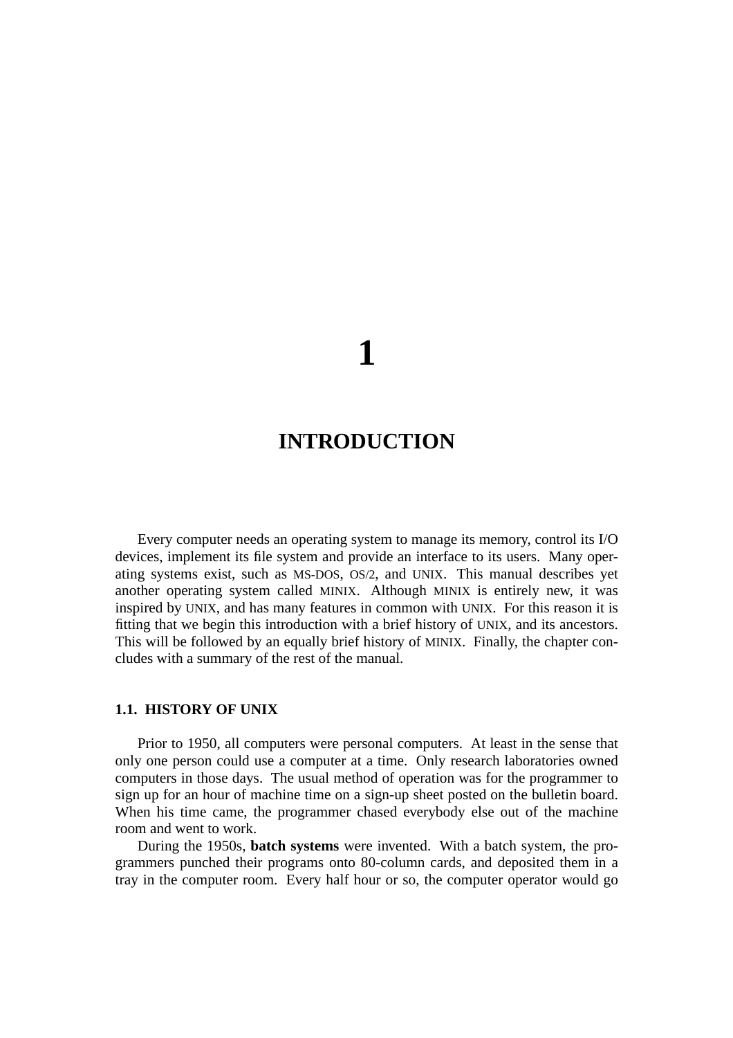# 1

# INTRODUCTION

Every computer needs an operating system to manage its memory, control its I/O devices, implement its file system and provide an interface to its users. Many operating systems exist, such as MS-DOS, OS/2, and UNIX. This manual describes yet another operating system called MINIX. Although MINIX is entirely new, it was inspired by UNIX, and has many features in common with UNIX. For this reason it is fitting that we begin this introduction with a brief history of UNIX, and its ancestors. This will be followed by an equally brief history of MINIX. Finally, the chapter concludes with a summary of the rest of the manual.

## 1.1. HISTORY OF UNIX

Prior to 1950, all computers were personal computers. At least in the sense that only one person could use a computer at a time. Only research laboratories owned computers in those days. The usual method of operation was for the programmer to sign up for an hour of machine time on a sign-up sheet posted on the bulletin board. When his time came, the programmer chased everybody else out of the machine room and went to work.

During the 1950s, **batch systems** were invented. With a batch system, the programmers punched their programs onto 80-column cards, and deposited them in a tray in the computer room. Every half hour or so, the computer operator would go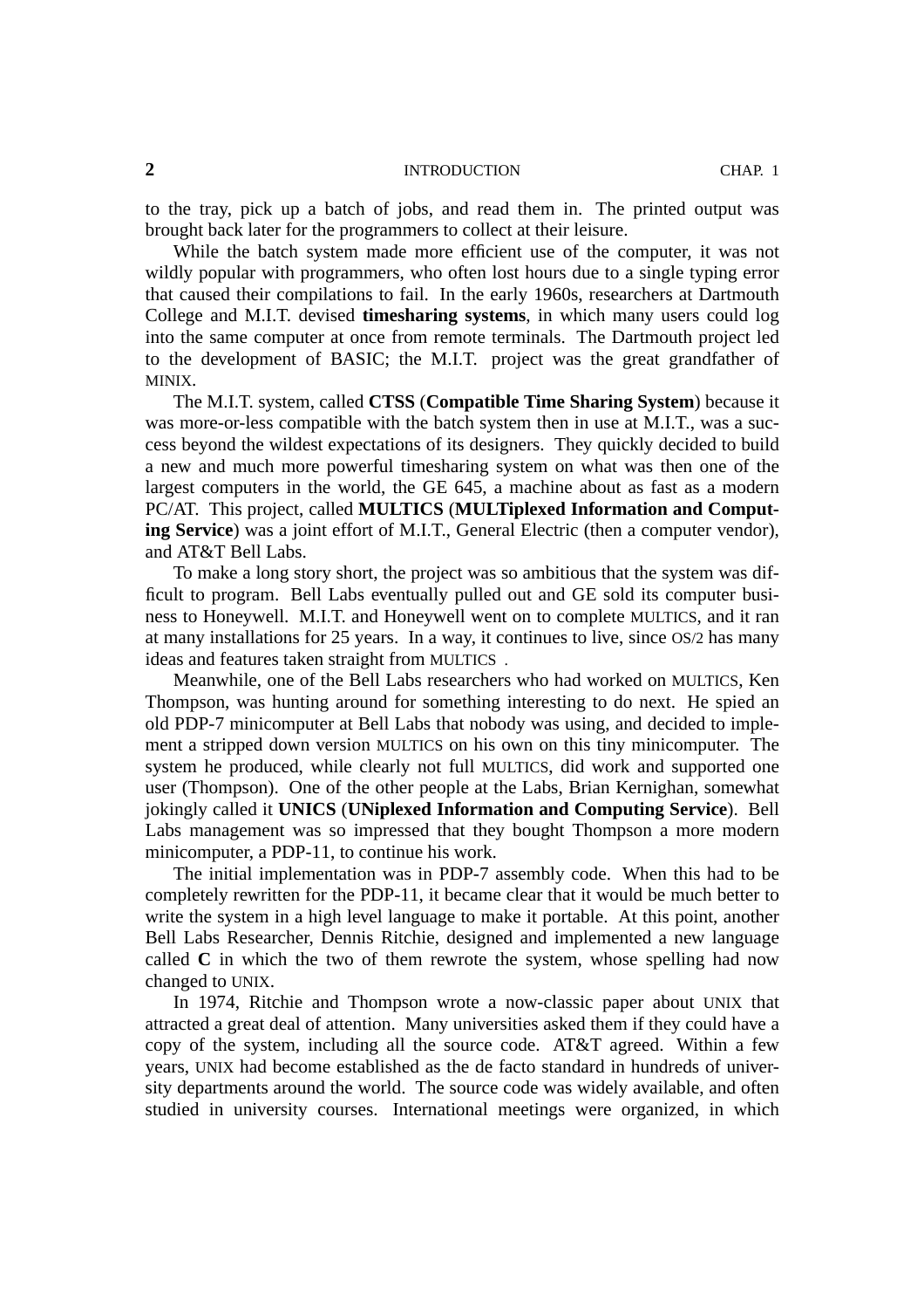to the tray, pick up a batch of jobs, and read them in. The printed output was brought back later for the programmers to collect at their leisure.

While the batch system made more efficient use of the computer, it was not wildly popular with programmers, who often lost hours due to a single typing error that caused their compilations to fail. In the early 1960s, researchers at Dartmouth College and M.I.T. devised **timesharing systems**, in which many users could log into the same computer at once from remote terminals. The Dartmouth project led to the development of BASIC; the M.I.T. project was the great grandfather of MINIX.

The M.I.T. system, called **CTSS** (**Compatible Time Sharing System**) because it was more-or-less compatible with the batch system then in use at M.I.T., was a success beyond the wildest expectations of its designers. They quickly decided to build a new and much more powerful timesharing system on what was then one of the largest computers in the world, the GE 645, a machine about as fast as a modern PC/AT. This project, called **MULTICS** (**MULTiplexed Information and Computing Service**) was a joint effort of M.I.T., General Electric (then a computer vendor), and AT&T Bell Labs.

To make a long story short, the project was so ambitious that the system was difficult to program. Bell Labs eventually pulled out and GE sold its computer business to Honeywell. M.I.T. and Honeywell went on to complete MULTICS, and it ran at many installations for 25 years. In a way, it continues to live, since OS/2 has many ideas and features taken straight from MULTICS .

Meanwhile, one of the Bell Labs researchers who had worked on MULTICS, Ken Thompson, was hunting around for something interesting to do next. He spied an old PDP-7 minicomputer at Bell Labs that nobody was using, and decided to implement a stripped down version MULTICS on his own on this tiny minicomputer. The system he produced, while clearly not full MULTICS, did work and supported one user (Thompson). One of the other people at the Labs, Brian Kernighan, somewhat jokingly called it **UNICS** (**UNiplexed Information and Computing Service**). Bell Labs management was so impressed that they bought Thompson a more modern minicomputer, a PDP-11, to continue his work.

The initial implementation was in PDP-7 assembly code. When this had to be completely rewritten for the PDP-11, it became clear that it would be much better to write the system in a high level language to make it portable. At this point, another Bell Labs Researcher, Dennis Ritchie, designed and implemented a new language called **C** in which the two of them rewrote the system, whose spelling had now changed to UNIX.

In 1974, Ritchie and Thompson wrote a now-classic paper about UNIX that attracted a great deal of attention. Many universities asked them if they could have a copy of the system, including all the source code. AT&T agreed. Within a few years, UNIX had become established as the de facto standard in hundreds of university departments around the world. The source code was widely available, and often studied in university courses. International meetings were organized, in which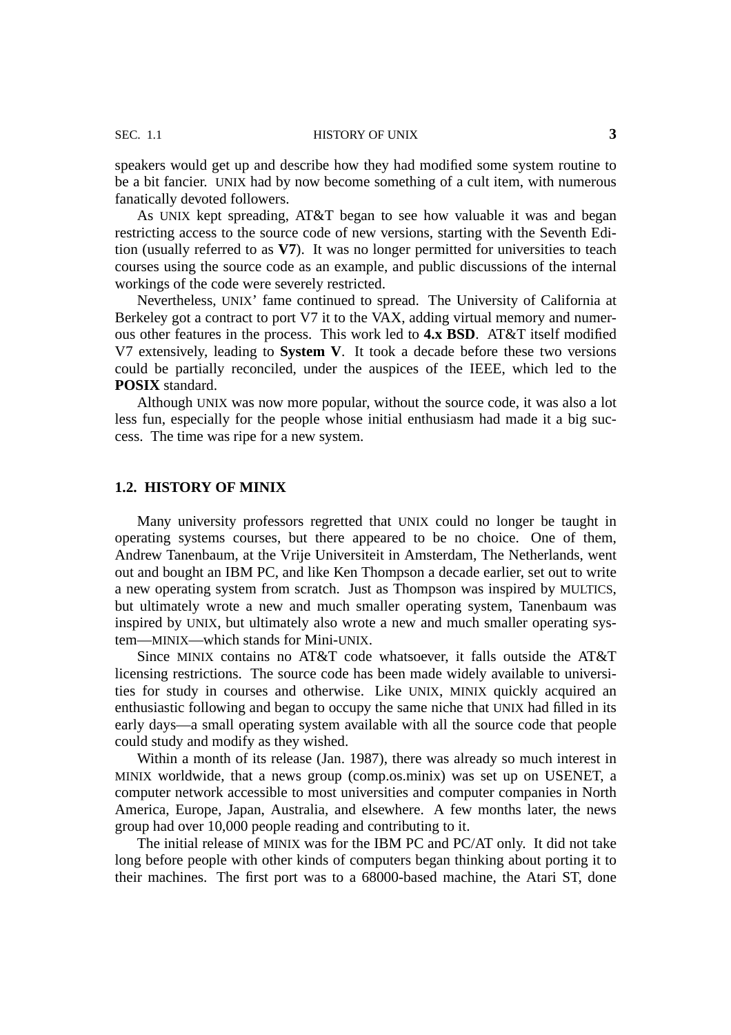speakers would get up and describe how they had modified some system routine to be a bit fancier. UNIX had by now become something of a cult item, with numerous fanatically devoted followers.

As UNIX kept spreading, AT&T began to see how valuable it was and began restricting access to the source code of new versions, starting with the Seventh Edition (usually referred to as **V7**). It was no longer permitted for universities to teach courses using the source code as an example, and public discussions of the internal workings of the code were severely restricted.

Nevertheless, UNIX' fame continued to spread. The University of California at Berkeley got a contract to port V7 it to the VAX, adding virtual memory and numerous other features in the process. This work led to **4.x BSD**. AT&T itself modified V7 extensively, leading to **System V**. It took a decade before these two versions could be partially reconciled, under the auspices of the IEEE, which led to the **POSIX** standard.

Although UNIX was now more popular, without the source code, it was also a lot less fun, especially for the people whose initial enthusiasm had made it a big success. The time was ripe for a new system.

## 1.2. HISTORY OF MINIX

Many university professors regretted that UNIX could no longer be taught in operating systems courses, but there appeared to be no choice. One of them, Andrew Tanenbaum, at the Vrije Universiteit in Amsterdam, The Netherlands, went out and bought an IBM PC, and like Ken Thompson a decade earlier, set out to write a new operating system from scratch. Just as Thompson was inspired by MULTICS, but ultimately wrote a new and much smaller operating system, Tanenbaum was inspired by UNIX, but ultimately also wrote a new and much smaller operating system—MINIX—which stands for Mini-UNIX.

Since MINIX contains no AT&T code whatsoever, it falls outside the AT&T licensing restrictions. The source code has been made widely available to universities for study in courses and otherwise. Like UNIX, MINIX quickly acquired an enthusiastic following and began to occupy the same niche that UNIX had filled in its early days—a small operating system available with all the source code that people could study and modify as they wished.

Within a month of its release (Jan. 1987), there was already so much interest in MINIX worldwide, that a news group (comp.os.minix) was set up on USENET, a computer network accessible to most universities and computer companies in North America, Europe, Japan, Australia, and elsewhere. A few months later, the news group had over 10,000 people reading and contributing to it.

The initial release of MINIX was for the IBM PC and PC/AT only. It did not take long before people with other kinds of computers began thinking about porting it to their machines. The first port was to a 68000-based machine, the Atari ST, done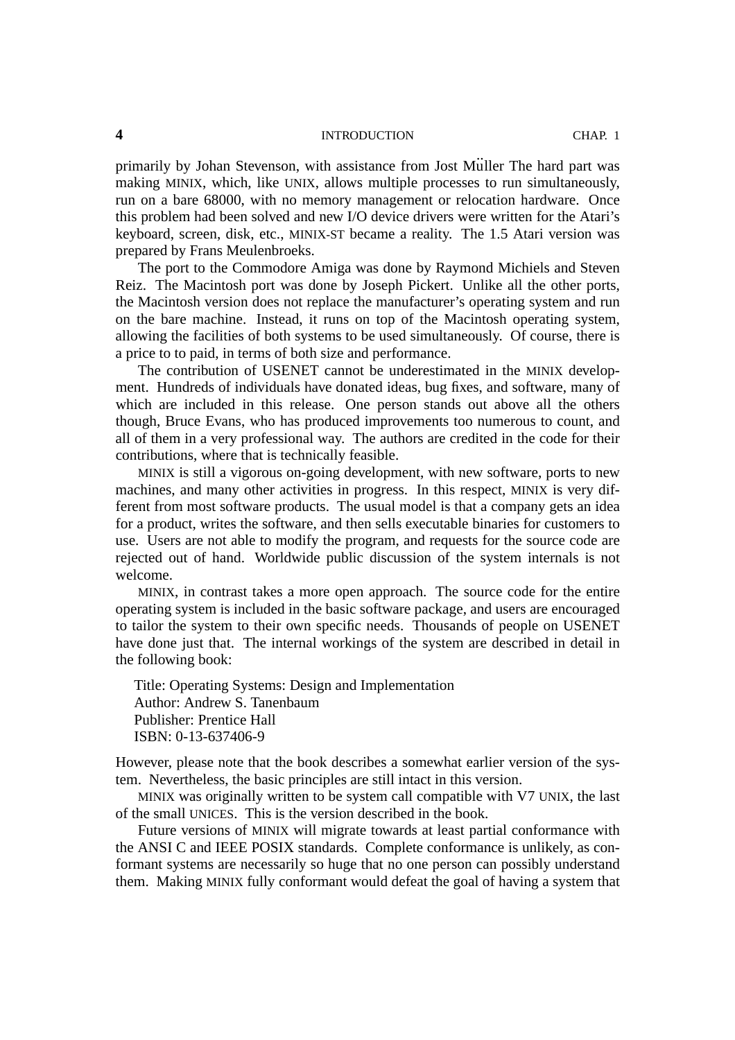primarily by Johan Stevenson, with assistance from Jost Müller The hard part was making MINIX, which, like UNIX, allows multiple processes to run simultaneously, run on a bare 68000, with no memory management or relocation hardware. Once this problem had been solved and new I/O device drivers were written for the Atari's keyboard, screen, disk, etc., MINIX-ST became a reality. The 1.5 Atari version was prepared by Frans Meulenbroeks.

The port to the Commodore Amiga was done by Raymond Michiels and Steven Reiz. The Macintosh port was done by Joseph Pickert. Unlike all the other ports, the Macintosh version does not replace the manufacturer's operating system and run on the bare machine. Instead, it runs on top of the Macintosh operating system, allowing the facilities of both systems to be used simultaneously. Of course, there is a price to to paid, in terms of both size and performance.

The contribution of USENET cannot be underestimated in the MINIX development. Hundreds of individuals have donated ideas, bug fixes, and software, many of which are included in this release. One person stands out above all the others though, Bruce Evans, who has produced improvements too numerous to count, and all of them in a very professional way. The authors are credited in the code for their contributions, where that is technically feasible.

MINIX is still a vigorous on-going development, with new software, ports to new machines, and many other activities in progress. In this respect, MINIX is very different from most software products. The usual model is that a company gets an idea for a product, writes the software, and then sells executable binaries for customers to use. Users are not able to modify the program, and requests for the source code are rejected out of hand. Worldwide public discussion of the system internals is not welcome.

MINIX, in contrast takes a more open approach. The source code for the entire operating system is included in the basic software package, and users are encouraged to tailor the system to their own specific needs. Thousands of people on USENET have done just that. The internal workings of the system are described in detail in the following book:

Title: Operating Systems: Design and Implementation
Author: Andrew S. Tanenbaum
Publisher: Prentice Hall
ISBN: 0-13-637406-9

However, please note that the book describes a somewhat earlier version of the system. Nevertheless, the basic principles are still intact in this version.

MINIX was originally written to be system call compatible with V7 UNIX, the last of the small UNICES. This is the version described in the book.

Future versions of MINIX will migrate towards at least partial conformance with the ANSI C and IEEE POSIX standards. Complete conformance is unlikely, as conformant systems are necessarily so huge that no one person can possibly understand them. Making MINIX fully conformant would defeat the goal of having a system that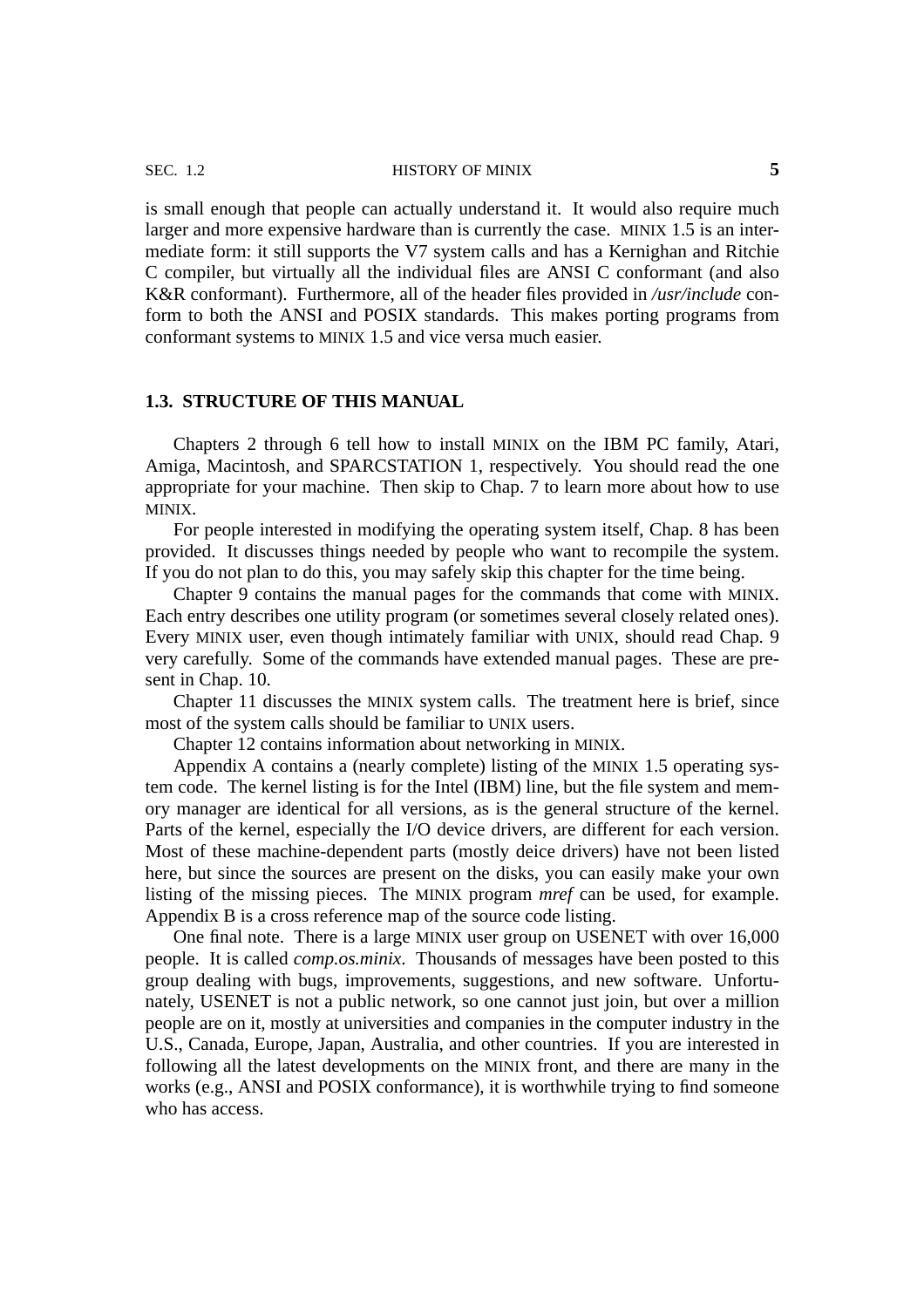is small enough that people can actually understand it. It would also require much larger and more expensive hardware than is currently the case. MINIX 1.5 is an intermediate form: it still supports the V7 system calls and has a Kernighan and Ritchie C compiler, but virtually all the individual files are ANSI C conformant (and also K&R conformant). Furthermore, all of the header files provided in */usr/include* conform to both the ANSI and POSIX standards. This makes porting programs from conformant systems to MINIX 1.5 and vice versa much easier.

## 1.3. STRUCTURE OF THIS MANUAL

Chapters 2 through 6 tell how to install MINIX on the IBM PC family, Atari, Amiga, Macintosh, and SPARCSTATION 1, respectively. You should read the one appropriate for your machine. Then skip to Chap. 7 to learn more about how to use MINIX.

For people interested in modifying the operating system itself, Chap. 8 has been provided. It discusses things needed by people who want to recompile the system. If you do not plan to do this, you may safely skip this chapter for the time being.

Chapter 9 contains the manual pages for the commands that come with MINIX. Each entry describes one utility program (or sometimes several closely related ones). Every MINIX user, even though intimately familiar with UNIX, should read Chap. 9 very carefully. Some of the commands have extended manual pages. These are present in Chap. 10.

Chapter 11 discusses the MINIX system calls. The treatment here is brief, since most of the system calls should be familiar to UNIX users.

Chapter 12 contains information about networking in MINIX.

Appendix A contains a (nearly complete) listing of the MINIX 1.5 operating system code. The kernel listing is for the Intel (IBM) line, but the file system and memory manager are identical for all versions, as is the general structure of the kernel. Parts of the kernel, especially the I/O device drivers, are different for each version. Most of these machine-dependent parts (mostly deice drivers) have not been listed here, but since the sources are present on the disks, you can easily make your own listing of the missing pieces. The MINIX program *mref* can be used, for example. Appendix B is a cross reference map of the source code listing.

One final note. There is a large MINIX user group on USENET with over 16,000 people. It is called *comp.os.minix*. Thousands of messages have been posted to this group dealing with bugs, improvements, suggestions, and new software. Unfortunately, USENET is not a public network, so one cannot just join, but over a million people are on it, mostly at universities and companies in the computer industry in the U.S., Canada, Europe, Japan, Australia, and other countries. If you are interested in following all the latest developments on the MINIX front, and there are many in the works (e.g., ANSI and POSIX conformance), it is worthwhile trying to find someone who has access.